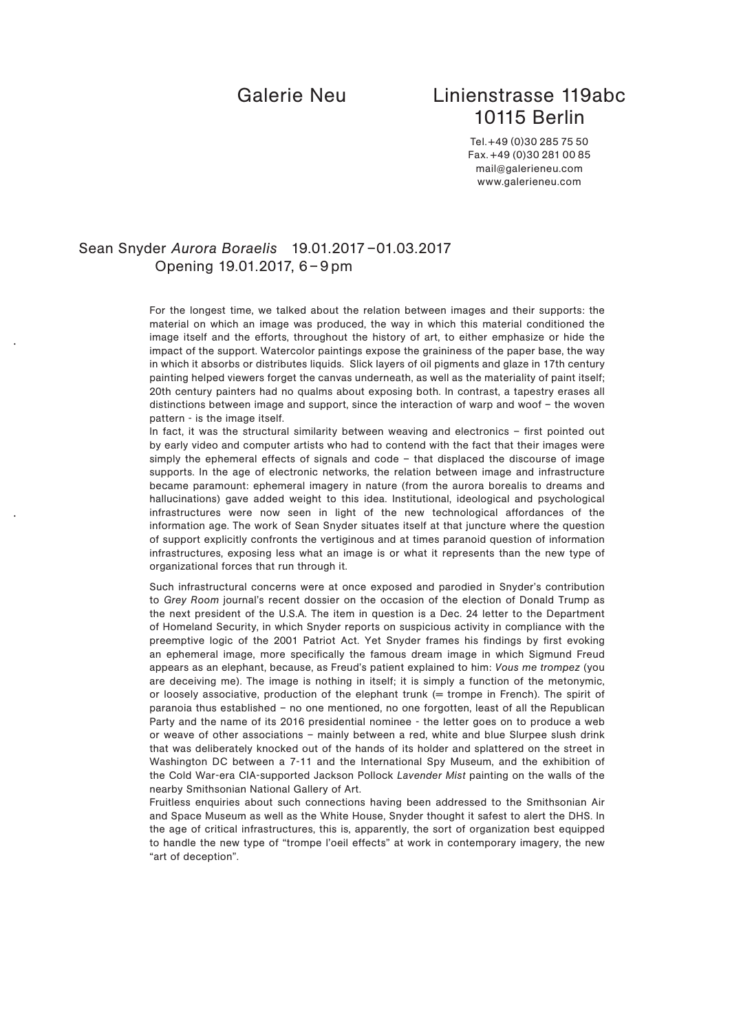Galerie Neu

Linienstrasse 119abc
10115 Berlin

Tel. +49 (0)30 285 75 50
Fax. +49 (0)30 281 00 85
mail@galerieneu.com
www.galerieneu.com

## Sean Snyder *Aurora Boraelis* 19.01.2017 – 01.03.2017
Opening 19.01.2017, 6 – 9 pm

For the longest time, we talked about the relation between images and their supports: the material on which an image was produced, the way in which this material conditioned the image itself and the efforts, throughout the history of art, to either emphasize or hide the impact of the support. Watercolor paintings expose the graininess of the paper base, the way in which it absorbs or distributes liquids. Slick layers of oil pigments and glaze in 17th century painting helped viewers forget the canvas underneath, as well as the materiality of paint itself; 20th century painters had no qualms about exposing both. In contrast, a tapestry erases all distinctions between image and support, since the interaction of warp and woof – the woven pattern - is the image itself.
In fact, it was the structural similarity between weaving and electronics – first pointed out by early video and computer artists who had to contend with the fact that their images were simply the ephemeral effects of signals and code – that displaced the discourse of image supports. In the age of electronic networks, the relation between image and infrastructure became paramount: ephemeral imagery in nature (from the aurora borealis to dreams and hallucinations) gave added weight to this idea. Institutional, ideological and psychological infrastructures were now seen in light of the new technological affordances of the information age. The work of Sean Snyder situates itself at that juncture where the question of support explicitly confronts the vertiginous and at times paranoid question of information infrastructures, exposing less what an image is or what it represents than the new type of organizational forces that run through it.

Such infrastructural concerns were at once exposed and parodied in Snyder's contribution to *Grey Room* journal's recent dossier on the occasion of the election of Donald Trump as the next president of the U.S.A. The item in question is a Dec. 24 letter to the Department of Homeland Security, in which Snyder reports on suspicious activity in compliance with the preemptive logic of the 2001 Patriot Act. Yet Snyder frames his findings by first evoking an ephemeral image, more specifically the famous dream image in which Sigmund Freud appears as an elephant, because, as Freud's patient explained to him: *Vous me trompez* (you are deceiving me). The image is nothing in itself; it is simply a function of the metonymic, or loosely associative, production of the elephant trunk (= trompe in French). The spirit of paranoia thus established – no one mentioned, no one forgotten, least of all the Republican Party and the name of its 2016 presidential nominee - the letter goes on to produce a web or weave of other associations – mainly between a red, white and blue Slurpee slush drink that was deliberately knocked out of the hands of its holder and splattered on the street in Washington DC between a 7-11 and the International Spy Museum, and the exhibition of the Cold War-era CIA-supported Jackson Pollock *Lavender Mist* painting on the walls of the nearby Smithsonian National Gallery of Art.
Fruitless enquiries about such connections having been addressed to the Smithsonian Air and Space Museum as well as the White House, Snyder thought it safest to alert the DHS. In the age of critical infrastructures, this is, apparently, the sort of organization best equipped to handle the new type of "trompe l'oeil effects" at work in contemporary imagery, the new "art of deception".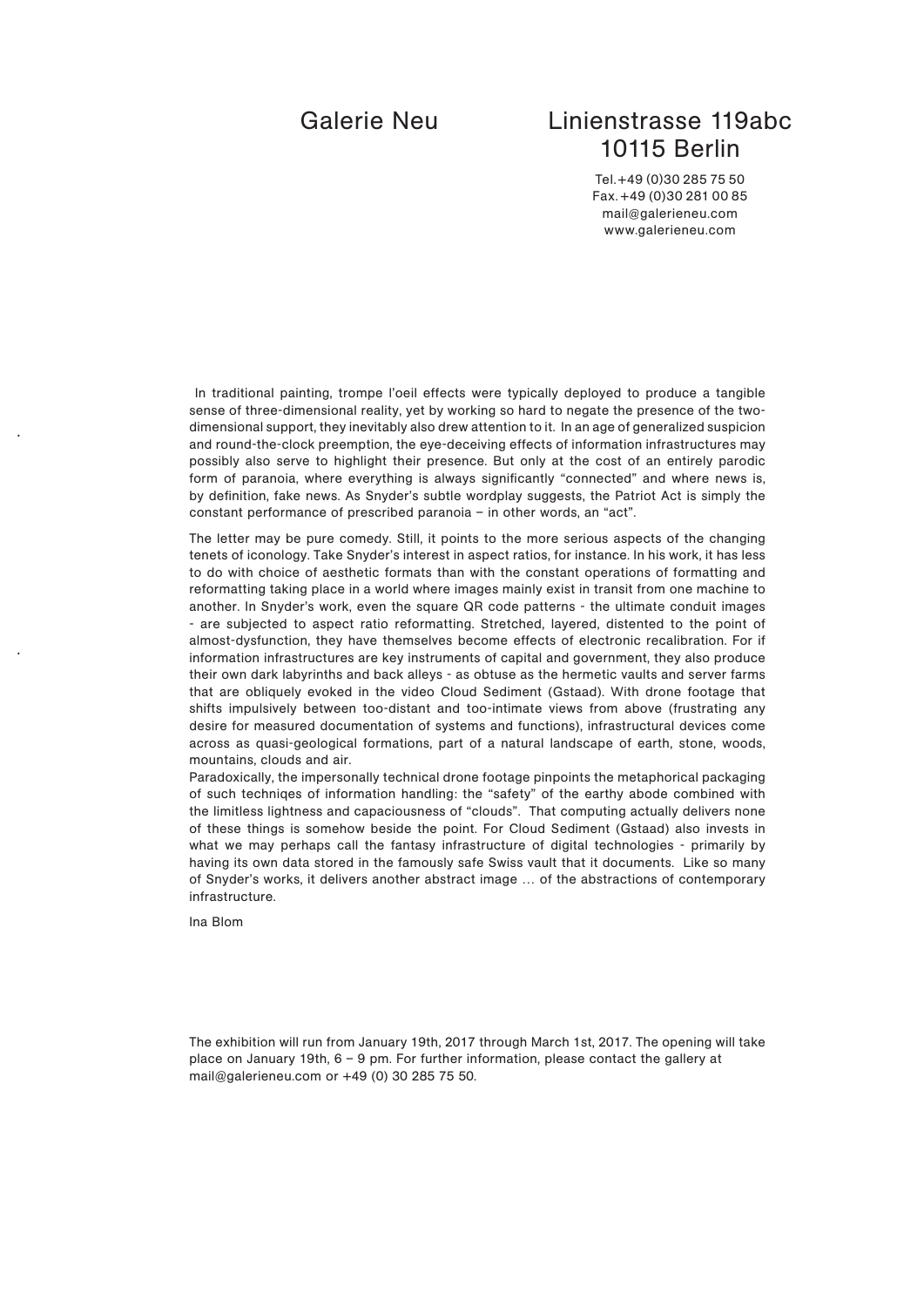Galerie Neu

Linienstrasse 119abc
10115 Berlin

Tel. +49 (0)30 285 75 50
Fax. +49 (0)30 281 00 85
mail@galerieneu.com
www.galerieneu.com

In traditional painting, trompe l'oeil effects were typically deployed to produce a tangible sense of three-dimensional reality, yet by working so hard to negate the presence of the two-dimensional support, they inevitably also drew attention to it. In an age of generalized suspicion and round-the-clock preemption, the eye-deceiving effects of information infrastructures may possibly also serve to highlight their presence. But only at the cost of an entirely parodic form of paranoia, where everything is always significantly "connected" and where news is, by definition, fake news. As Snyder's subtle wordplay suggests, the Patriot Act is simply the constant performance of prescribed paranoia – in other words, an "act".

The letter may be pure comedy. Still, it points to the more serious aspects of the changing tenets of iconology. Take Snyder's interest in aspect ratios, for instance. In his work, it has less to do with choice of aesthetic formats than with the constant operations of formatting and reformatting taking place in a world where images mainly exist in transit from one machine to another. In Snyder's work, even the square QR code patterns - the ultimate conduit images - are subjected to aspect ratio reformatting. Stretched, layered, distented to the point of almost-dysfunction, they have themselves become effects of electronic recalibration. For if information infrastructures are key instruments of capital and government, they also produce their own dark labyrinths and back alleys - as obtuse as the hermetic vaults and server farms that are obliquely evoked in the video Cloud Sediment (Gstaad). With drone footage that shifts impulsively between too-distant and too-intimate views from above (frustrating any desire for measured documentation of systems and functions), infrastructural devices come across as quasi-geological formations, part of a natural landscape of earth, stone, woods, mountains, clouds and air.

Paradoxically, the impersonally technical drone footage pinpoints the metaphorical packaging of such techniqes of information handling: the "safety" of the earthy abode combined with the limitless lightness and capaciousness of "clouds". That computing actually delivers none of these things is somehow beside the point. For Cloud Sediment (Gstaad) also invests in what we may perhaps call the fantasy infrastructure of digital technologies - primarily by having its own data stored in the famously safe Swiss vault that it documents. Like so many of Snyder's works, it delivers another abstract image … of the abstractions of contemporary infrastructure.

Ina Blom

The exhibition will run from January 19th, 2017 through March 1st, 2017. The opening will take place on January 19th, 6 – 9 pm. For further information, please contact the gallery at mail@galerieneu.com or +49 (0) 30 285 75 50.